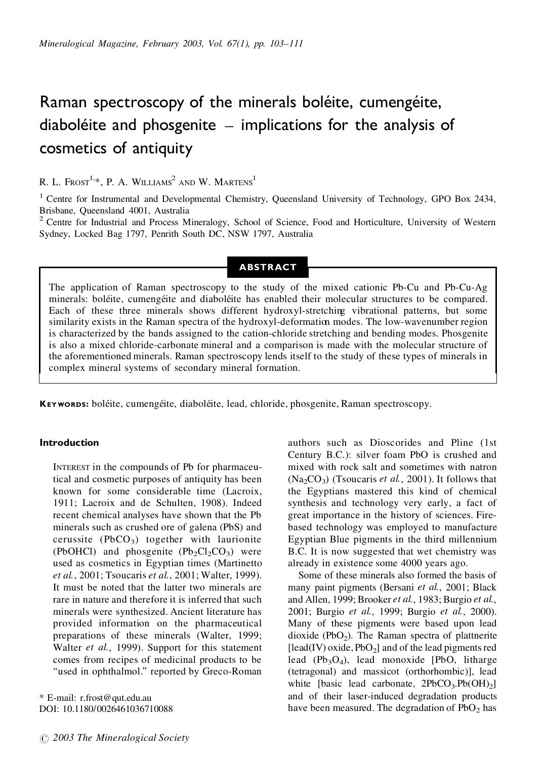# Raman spectroscopy of the minerals boléite, cumengéite, diaboléite and phosgenite – implications for the analysis of cosmetics of antiquity

R. L. Frost[1,*], P. A. Williams[2] and W. Martens[1]

[1] Centre for Instrumental and Developmental Chemistry, Queensland University of Technology, GPO Box 2434, Brisbane, Queensland 4001, Australia

[2] Centre for Industrial and Process Mineralogy, School of Science, Food and Horticulture, University of Western Sydney, Locked Bag 1797, Penrith South DC, NSW 1797, Australia

## ABSTRACT

The application of Raman spectroscopy to the study of the mixed cationic Pb-Cu and Pb-Cu-Ag minerals: boléite, cumengéite and diaboléite has enabled their molecular structures to be compared. Each of these three minerals shows different hydroxyl-stretching vibrational patterns, but some similarity exists in the Raman spectra of the hydroxyl-deformation modes. The low-wavenumber region is characterized by the bands assigned to the cation-chloride stretching and bending modes. Phosgenite is also a mixed chloride-carbonate mineral and a comparison is made with the molecular structure of the aforementioned minerals. Raman spectroscopy lends itself to the study of these types of minerals in complex mineral systems of secondary mineral formation.

**Keywords:** boléite, cumengéite, diaboléite, lead, chloride, phosgenite, Raman spectroscopy.

## Introduction

Interest in the compounds of Pb for pharmaceutical and cosmetic purposes of antiquity has been known for some considerable time (Lacroix, 1911; Lacroix and de Schulten, 1908). Indeed recent chemical analyses have shown that the Pb minerals such as crushed ore of galena (PbS) and cerussite ($PbCO_3$) together with laurionite (PbOHCl) and phosgenite ($Pb_2Cl_2CO_3$) were used as cosmetics in Egyptian times (Martinetto *et al.*, 2001; Tsoucaris *et al.*, 2001; Walter, 1999). It must be noted that the latter two minerals are rare in nature and therefore it is inferred that such minerals were synthesized. Ancient literature has provided information on the pharmaceutical preparations of these minerals (Walter, 1999; Walter *et al.*, 1999). Support for this statement comes from recipes of medicinal products to be "used in ophthalmol." reported by Greco-Roman authors such as Dioscorides and Pline (1st Century B.C.): silver foam PbO is crushed and mixed with rock salt and sometimes with natron ($Na_2CO_3$) (Tsoucaris *et al.*, 2001). It follows that the Egyptians mastered this kind of chemical synthesis and technology very early, a fact of great importance in the history of sciences. Fire-based technology was employed to manufacture Egyptian Blue pigments in the third millennium B.C. It is now suggested that wet chemistry was already in existence some 4000 years ago.

Some of these minerals also formed the basis of many paint pigments (Bersani *et al.*, 2001; Black and Allen, 1999; Brooker *et al.*, 1983; Burgio *et al.*, 2001; Burgio *et al.*, 1999; Burgio *et al.*, 2000). Many of these pigments were based upon lead dioxide ($PbO_2$). The Raman spectra of plattnerite [lead(IV) oxide, $PbO_2$] and of the lead pigments red lead ($Pb_3O_4$), lead monoxide [PbO, litharge (tetragonal) and massicot (orthorhombic)], lead white [basic lead carbonate, $2PbCO_3.Pb(OH)_2$] and of their laser-induced degradation products have been measured. The degradation of $PbO_2$ has

* E-mail: r.frost@qut.edu.au
DOI: 10.1180/0026461036710088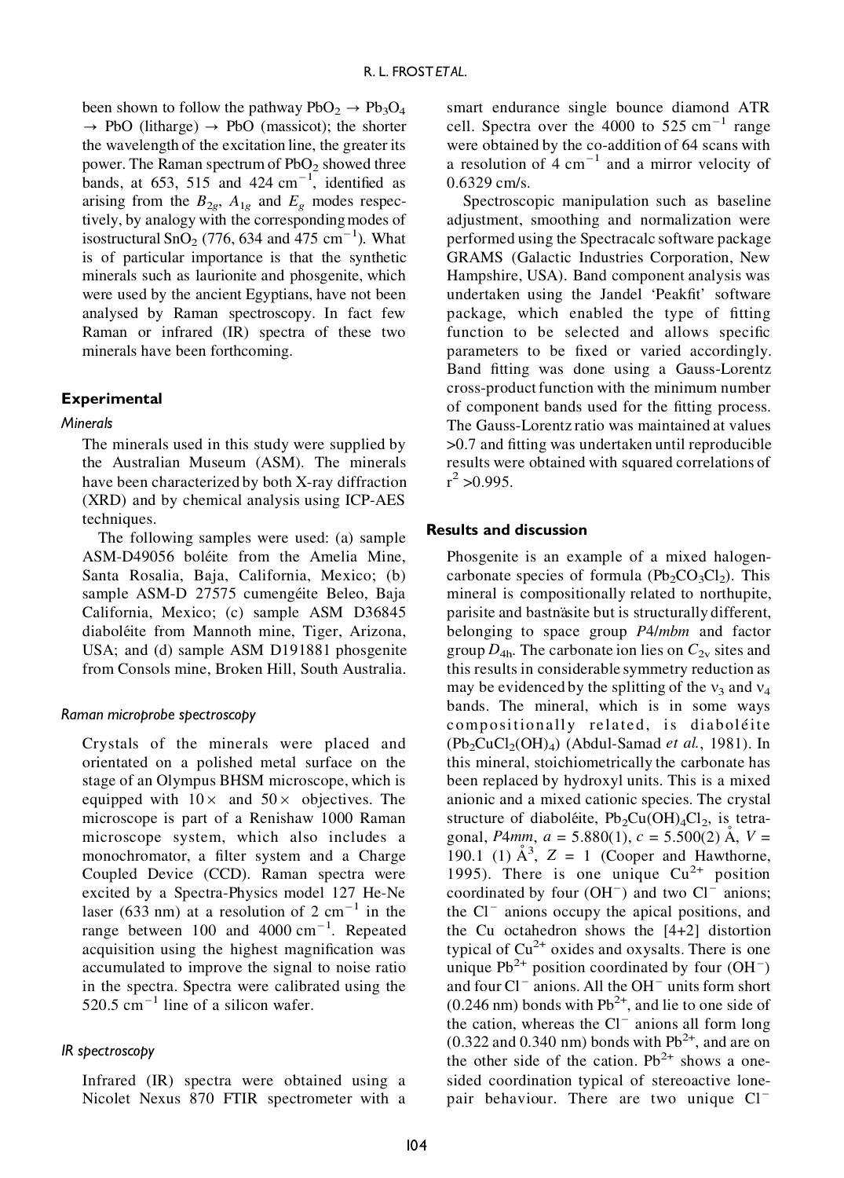been shown to follow the pathway $PbO_2 \rightarrow Pb_3O_4 \rightarrow$ PbO (litharge) $\rightarrow$ PbO (massicot); the shorter the wavelength of the excitation line, the greater its power. The Raman spectrum of $PbO_2$ showed three bands, at 653, 515 and 424 $cm^{-1}$, identified as arising from the $B_{2g}$, $A_{1g}$ and $E_g$ modes respectively, by analogy with the corresponding modes of isostructural $SnO_2$ (776, 634 and 475 $cm^{-1}$). What is of particular importance is that the synthetic minerals such as laurionite and phosgenite, which were used by the ancient Egyptians, have not been analysed by Raman spectroscopy. In fact few Raman or infrared (IR) spectra of these two minerals have been forthcoming.

## Experimental

### *Minerals*

The minerals used in this study were supplied by the Australian Museum (ASM). The minerals have been characterized by both X-ray diffraction (XRD) and by chemical analysis using ICP-AES techniques.

The following samples were used: (a) sample ASM-D49056 boléite from the Amelia Mine, Santa Rosalia, Baja, California, Mexico; (b) sample ASM-D 27575 cumengéite Beleo, Baja California, Mexico; (c) sample ASM D36845 diaboléite from Mannoth mine, Tiger, Arizona, USA; and (d) sample ASM D191881 phosgenite from Consols mine, Broken Hill, South Australia.

### *Raman microprobe spectroscopy*

Crystals of the minerals were placed and orientated on a polished metal surface on the stage of an Olympus BHSM microscope, which is equipped with $10\times$ and $50\times$ objectives. The microscope is part of a Renishaw 1000 Raman microscope system, which also includes a monochromator, a filter system and a Charge Coupled Device (CCD). Raman spectra were excited by a Spectra-Physics model 127 He-Ne laser (633 nm) at a resolution of 2 $cm^{-1}$ in the range between 100 and 4000 $cm^{-1}$. Repeated acquisition using the highest magnification was accumulated to improve the signal to noise ratio in the spectra. Spectra were calibrated using the 520.5 $cm^{-1}$ line of a silicon wafer.

### *IR spectroscopy*

Infrared (IR) spectra were obtained using a Nicolet Nexus 870 FTIR spectrometer with a smart endurance single bounce diamond ATR cell. Spectra over the 4000 to 525 $cm^{-1}$ range were obtained by the co-addition of 64 scans with a resolution of 4 $cm^{-1}$ and a mirror velocity of 0.6329 cm/s.

Spectroscopic manipulation such as baseline adjustment, smoothing and normalization were performed using the Spectracalc software package GRAMS (Galactic Industries Corporation, New Hampshire, USA). Band component analysis was undertaken using the Jandel 'Peakfit' software package, which enabled the type of fitting function to be selected and allows specific parameters to be fixed or varied accordingly. Band fitting was done using a Gauss-Lorentz cross-product function with the minimum number of component bands used for the fitting process. The Gauss-Lorentz ratio was maintained at values >0.7 and fitting was undertaken until reproducible results were obtained with squared correlations of $r^2 > 0.995$.

## Results and discussion

Phosgenite is an example of a mixed halogen-carbonate species of formula ($Pb_2CO_3Cl_2$). This mineral is compositionally related to northupite, parisite and bastnäsite but is structurally different, belonging to space group *P*4/*mbm* and factor group $D_{4h}$. The carbonate ion lies on $C_{2v}$ sites and this results in considerable symmetry reduction as may be evidenced by the splitting of the $\nu_3$ and $\nu_4$ bands. The mineral, which is in some ways compositionally related, is diaboléite ($Pb_2CuCl_2(OH)_4$) (Abdul-Samad *et al.*, 1981). In this mineral, stoichiometrically the carbonate has been replaced by hydroxyl units. This is a mixed anionic and a mixed cationic species. The crystal structure of diaboléite, $Pb_2Cu(OH)_4Cl_2$, is tetragonal, *P*4*mm*, $a = 5.880(1)$, $c = 5.500(2)$ Å, $V = 190.1$ (1) Å$^3$, $Z = 1$ (Cooper and Hawthorne, 1995). There is one unique $Cu^{2+}$ position coordinated by four ($OH^-$) and two $Cl^-$ anions; the $Cl^-$ anions occupy the apical positions, and the Cu octahedron shows the [4+2] distortion typical of $Cu^{2+}$ oxides and oxysalts. There is one unique $Pb^{2+}$ position coordinated by four ($OH^-$) and four $Cl^-$ anions. All the $OH^-$ units form short (0.246 nm) bonds with $Pb^{2+}$, and lie to one side of the cation, whereas the $Cl^-$ anions all form long (0.322 and 0.340 nm) bonds with $Pb^{2+}$, and are on the other side of the cation. $Pb^{2+}$ shows a one-sided coordination typical of stereoactive lone-pair behaviour. There are two unique $Cl^-$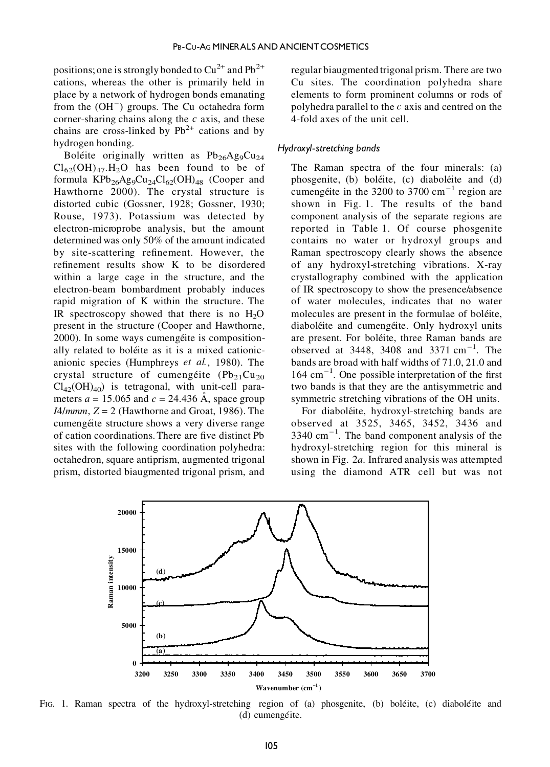positions; one is strongly bonded to $Cu^{2+}$ and $Pb^{2+}$ cations, whereas the other is primarily held in place by a network of hydrogen bonds emanating from the $(OH^-)$ groups. The Cu octahedra form corner-sharing chains along the *c* axis, and these chains are cross-linked by $Pb^{2+}$ cations and by hydrogen bonding.

Boléite originally written as $Pb_{26}Ag_9Cu_{24}Cl_{62}(OH)_{47}.H_2O$ has been found to be of formula $KPb_{26}Ag_9Cu_{24}Cl_{62}(OH)_{48}$ (Cooper and Hawthorne 2000). The crystal structure is distorted cubic (Gossner, 1928; Gossner, 1930; Rouse, 1973). Potassium was detected by electron-microprobe analysis, but the amount determined was only 50% of the amount indicated by site-scattering refinement. However, the refinement results show K to be disordered within a large cage in the structure, and the electron-beam bombardment probably induces rapid migration of K within the structure. The IR spectroscopy showed that there is no $H_2O$ present in the structure (Cooper and Hawthorne, 2000). In some ways cumengéite is compositionally related to boléite as it is a mixed cationic-anionic species (Humphreys *et al.*, 1980). The crystal structure of cumengéite ($Pb_{21}Cu_{20}Cl_{42}(OH)_{40}$) is tetragonal, with unit-cell parameters $a$ = 15.065 and $c$ = 24.436 Å, space group *I4/mmm*, $Z$ = 2 (Hawthorne and Groat, 1986). The cumengéite structure shows a very diverse range of cation coordinations. There are five distinct Pb sites with the following coordination polyhedra: octahedron, square antiprism, augmented trigonal prism, distorted biaugmented trigonal prism, and regular biaugmented trigonal prism. There are two Cu sites. The coordination polyhedra share elements to form prominent columns or rods of polyhedra parallel to the *c* axis and centred on the 4-fold axes of the unit cell.

### *Hydroxyl-stretching bands*

The Raman spectra of the four minerals: (a) phosgenite, (b) boléite, (c) diaboléite and (d) cumengéite in the 3200 to 3700 $cm^{-1}$ region are shown in Fig. 1. The results of the band component analysis of the separate regions are reported in Table 1. Of course phosgenite contains no water or hydroxyl groups and Raman spectroscopy clearly shows the absence of any hydroxyl-stretching vibrations. X-ray crystallography combined with the application of IR spectroscopy to show the presence/absence of water molecules, indicates that no water molecules are present in the formulae of boléite, diaboléite and cumengéite. Only hydroxyl units are present. For boléite, three Raman bands are observed at 3448, 3408 and 3371 $cm^{-1}$. The bands are broad with half widths of 71.0, 21.0 and 164 $cm^{-1}$. One possible interpretation of the first two bands is that they are the antisymmetric and symmetric stretching vibrations of the OH units.

For diaboléite, hydroxyl-stretching bands are observed at 3525, 3465, 3452, 3436 and 3340 $cm^{-1}$. The band component analysis of the hydroxyl-stretching region for this mineral is shown in Fig. 2*a*. Infrared analysis was attempted using the diamond ATR cell but was not

FIG. 1. Raman spectra of the hydroxyl-stretching region of (a) phosgenite, (b) boléite, (c) diaboléite and (d) cumengéite.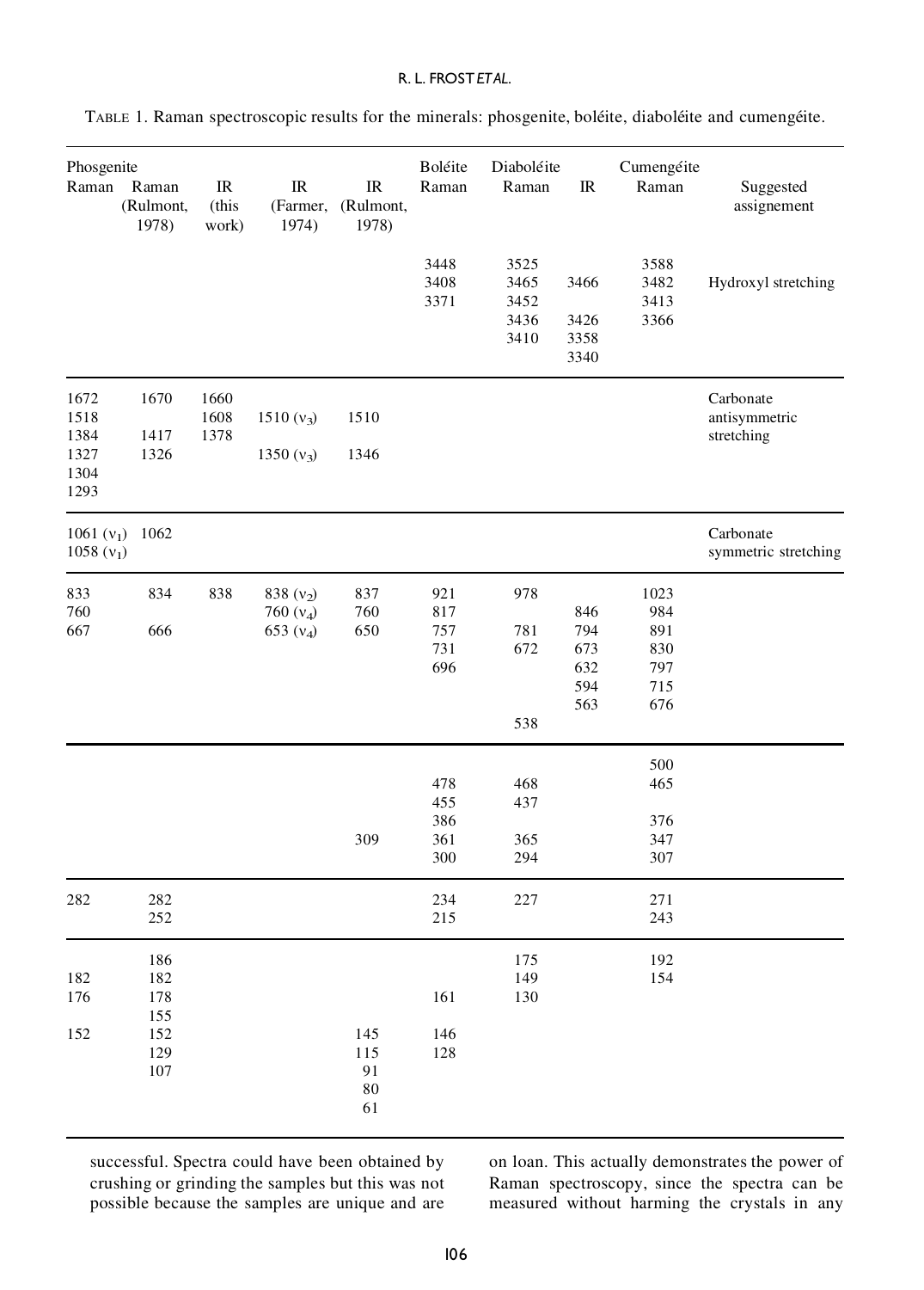TABLE 1. Raman spectroscopic results for the minerals: phosgenite, boléite, diaboléite and cumengéite.

| Phosgenite Raman | Phosgenite Raman (Rulmont, 1978) | Phosgenite IR (this work) | Phosgenite IR (Farmer, 1974) | Phosgenite IR (Rulmont, 1978) | Boléite Raman | Diaboléite Raman | Diaboléite IR | Cumengéite Raman | Suggested assignement |
|---|---|---|---|---|---|---|---|---|---|
| | | | | | 3448 | 3525 | | 3588 | |
| | | | | | 3408 | 3465 | 3466 | 3482 | Hydroxyl stretching |
| | | | | | 3371 | 3452 | | 3413 | |
| | | | | | | 3436 | 3426 | 3366 | |
| | | | | | | 3410 | 3358 | | |
| | | | | | | | 3340 | | |
| 1672 | 1670 | 1660 | | | | | | | Carbonate antisymmetric stretching |
| 1518 | | 1608 | 1510 ($\nu_3$) | 1510 | | | | | |
| 1384 | 1417 | 1378 | | | | | | | |
| 1327 | 1326 | | 1350 ($\nu_3$) | 1346 | | | | | |
| 1304 | | | | | | | | | |
| 1293 | | | | | | | | | |
| 1061 ($\nu_1$) | 1062 | | | | | | | | Carbonate symmetric stretching |
| 1058 ($\nu_1$) | | | | | | | | | |
| 833 | 834 | 838 | 838 ($\nu_2$) | 837 | 921 | 978 | | 1023 | |
| 760 | | | 760 ($\nu_4$) | 760 | 817 | | 846 | 984 | |
| 667 | 666 | | 653 ($\nu_4$) | 650 | 757 | 781 | 794 | 891 | |
| | | | | | 731 | 672 | 673 | 830 | |
| | | | | | 696 | | 632 | 797 | |
| | | | | | | | 594 | 715 | |
| | | | | | | | 563 | 676 | |
| | | | | | | 538 | | | |
| | | | | | | | | 500 | |
| | | | | | 478 | 468 | | 465 | |
| | | | | | 455 | 437 | | | |
| | | | | | 386 | | | 376 | |
| | | | | 309 | 361 | 365 | | 347 | |
| | | | | | 300 | 294 | | 307 | |
| 282 | 282 | | | | 234 | 227 | | 271 | |
| | 252 | | | | 215 | | | 243 | |
| | 186 | | | | | 175 | | 192 | |
| 182 | 182 | | | | | 149 | | 154 | |
| 176 | 178 | | | | 161 | 130 | | | |
| | 155 | | | | | | | | |
| 152 | 152 | | | 145 | 146 | | | | |
| | 129 | | | 115 | 128 | | | | |
| | 107 | | | 91 | | | | | |
| | | | | 80 | | | | | |
| | | | | 61 | | | | | |

successful. Spectra could have been obtained by crushing or grinding the samples but this was not possible because the samples are unique and are on loan. This actually demonstrates the power of Raman spectroscopy, since the spectra can be measured without harming the crystals in any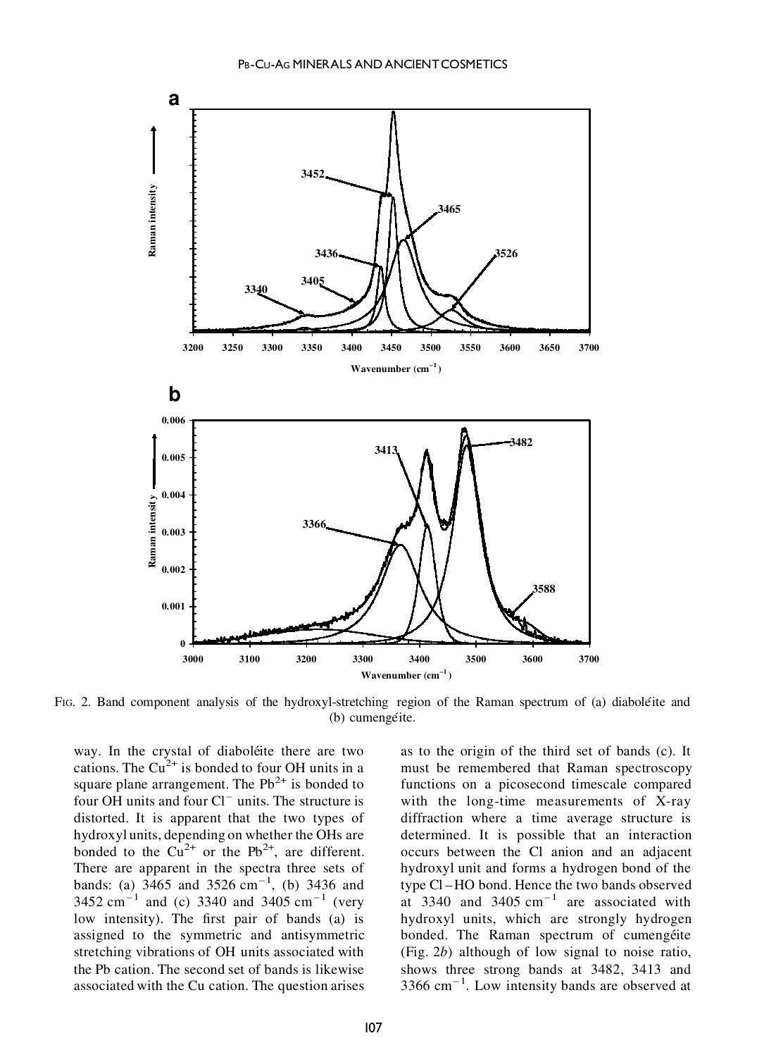FIG. 2. Band component analysis of the hydroxyl-stretching region of the Raman spectrum of (a) diaboléite and (b) cumengéite.

way. In the crystal of diaboléite there are two cations. The $Cu^{2+}$ is bonded to four OH units in a square plane arrangement. The $Pb^{2+}$ is bonded to four OH units and four $Cl^-$ units. The structure is distorted. It is apparent that the two types of hydroxyl units, depending on whether the OHs are bonded to the $Cu^{2+}$ or the $Pb^{2+}$, are different. There are apparent in the spectra three sets of bands: (a) 3465 and 3526 $cm^{-1}$, (b) 3436 and 3452 $cm^{-1}$ and (c) 3340 and 3405 $cm^{-1}$ (very low intensity). The first pair of bands (a) is assigned to the symmetric and antisymmetric stretching vibrations of OH units associated with the Pb cation. The second set of bands is likewise associated with the Cu cation. The question arises as to the origin of the third set of bands (c). It must be remembered that Raman spectroscopy functions on a picosecond timescale compared with the long-time measurements of X-ray diffraction where a time average structure is determined. It is possible that an interaction occurs between the Cl anion and an adjacent hydroxyl unit and forms a hydrogen bond of the type Cl–HO bond. Hence the two bands observed at 3340 and 3405 $cm^{-1}$ are associated with hydroxyl units, which are strongly hydrogen bonded. The Raman spectrum of cumengéite (Fig. 2*b*) although of low signal to noise ratio, shows three strong bands at 3482, 3413 and 3366 $cm^{-1}$. Low intensity bands are observed at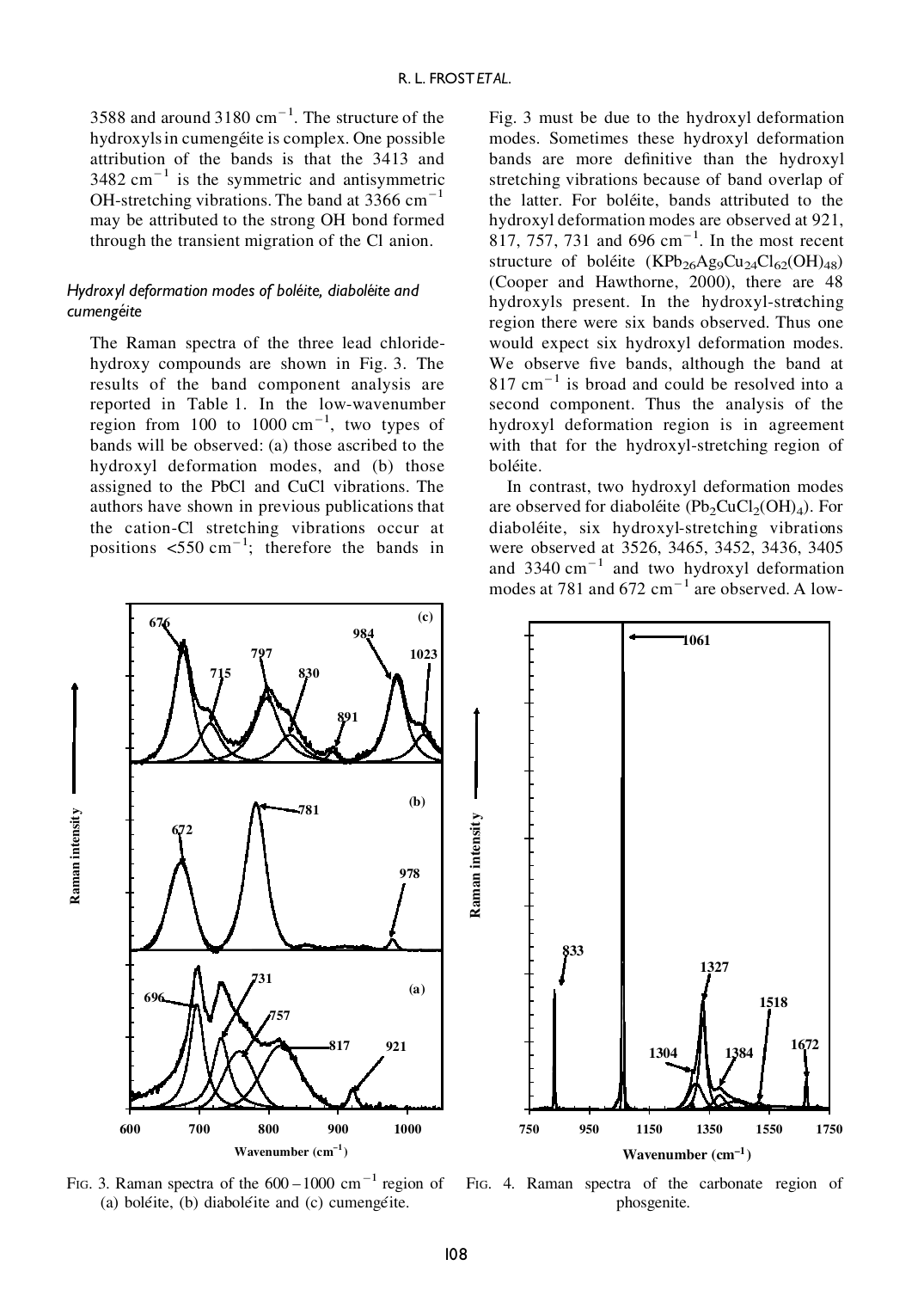3588 and around 3180 $cm^{-1}$. The structure of the hydroxyls in cumengéite is complex. One possible attribution of the bands is that the 3413 and 3482 $cm^{-1}$ is the symmetric and antisymmetric OH-stretching vibrations. The band at 3366 $cm^{-1}$ may be attributed to the strong OH bond formed through the transient migration of the Cl anion.

### *Hydroxyl deformation modes of boléite, diaboléite and cumengéite*

The Raman spectra of the three lead chloride-hydroxy compounds are shown in Fig. 3. The results of the band component analysis are reported in Table 1. In the low-wavenumber region from 100 to 1000 $cm^{-1}$, two types of bands will be observed: (a) those ascribed to the hydroxyl deformation modes, and (b) those assigned to the PbCl and CuCl vibrations. The authors have shown in previous publications that the cation-Cl stretching vibrations occur at positions <550 $cm^{-1}$; therefore the bands in Fig. 3 must be due to the hydroxyl deformation modes. Sometimes these hydroxyl deformation bands are more definitive than the hydroxyl stretching vibrations because of band overlap of the latter. For boléite, bands attributed to the hydroxyl deformation modes are observed at 921, 817, 757, 731 and 696 $cm^{-1}$. In the most recent structure of boléite ($KPb_{26}Ag_9Cu_{24}Cl_{62}(OH)_{48}$) (Cooper and Hawthorne, 2000), there are 48 hydroxyls present. In the hydroxyl-stretching region there were six bands observed. Thus one would expect six hydroxyl deformation modes. We observe five bands, although the band at 817 $cm^{-1}$ is broad and could be resolved into a second component. Thus the analysis of the hydroxyl deformation region is in agreement with that for the hydroxyl-stretching region of boléite.

In contrast, two hydroxyl deformation modes are observed for diaboléite ($Pb_2CuCl_2(OH)_4$). For diaboléite, six hydroxyl-stretching vibrations were observed at 3526, 3465, 3452, 3436, 3405 and 3340 $cm^{-1}$ and two hydroxyl deformation modes at 781 and 672 $cm^{-1}$ are observed. A low-

FIG. 3. Raman spectra of the 600–1000 $cm^{-1}$ region of (a) boléite, (b) diaboléite and (c) cumengéite.

FIG. 4. Raman spectra of the carbonate region of phosgenite.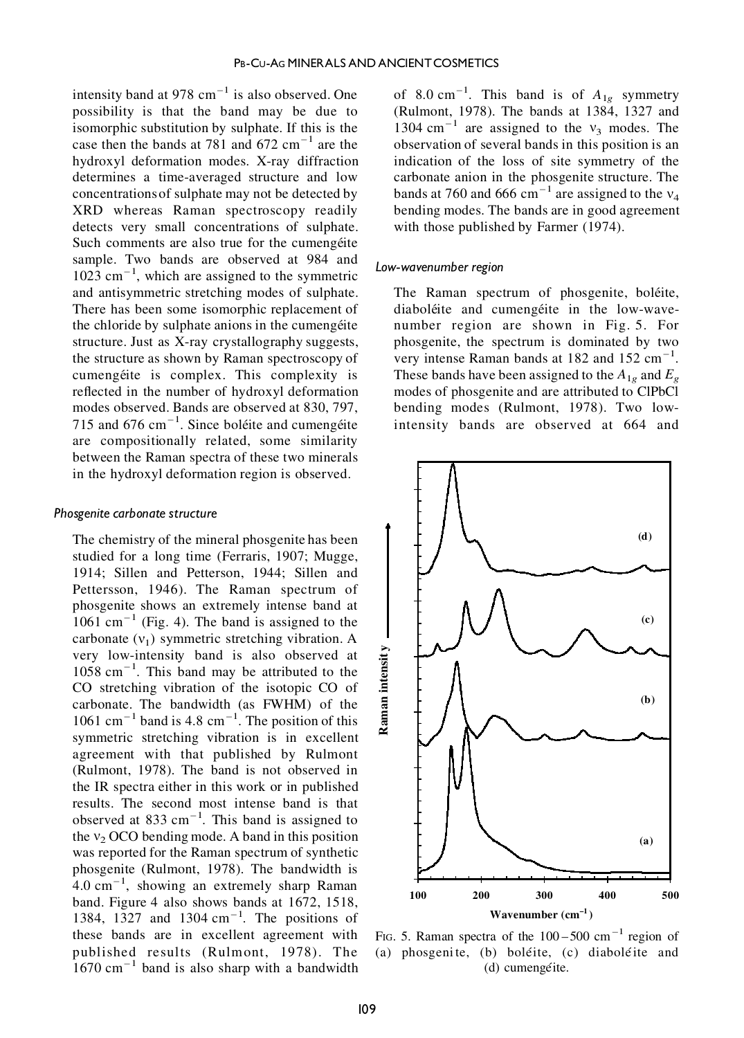intensity band at 978 $cm^{-1}$ is also observed. One possibility is that the band may be due to isomorphic substitution by sulphate. If this is the case then the bands at 781 and 672 $cm^{-1}$ are the hydroxyl deformation modes. X-ray diffraction determines a time-averaged structure and low concentrations of sulphate may not be detected by XRD whereas Raman spectroscopy readily detects very small concentrations of sulphate. Such comments are also true for the cumengéite sample. Two bands are observed at 984 and 1023 $cm^{-1}$, which are assigned to the symmetric and antisymmetric stretching modes of sulphate. There has been some isomorphic replacement of the chloride by sulphate anions in the cumengéite structure. Just as X-ray crystallography suggests, the structure as shown by Raman spectroscopy of cumengéite is complex. This complexity is reflected in the number of hydroxyl deformation modes observed. Bands are observed at 830, 797, 715 and 676 $cm^{-1}$. Since boléite and cumengéite are compositionally related, some similarity between the Raman spectra of these two minerals in the hydroxyl deformation region is observed.

### *Phosgenite carbonate structure*

The chemistry of the mineral phosgenite has been studied for a long time (Ferraris, 1907; Mugge, 1914; Sillen and Petterson, 1944; Sillen and Pettersson, 1946). The Raman spectrum of phosgenite shows an extremely intense band at 1061 $cm^{-1}$ (Fig. 4). The band is assigned to the carbonate ($\nu_1$) symmetric stretching vibration. A very low-intensity band is also observed at 1058 $cm^{-1}$. This band may be attributed to the CO stretching vibration of the isotopic CO of carbonate. The bandwidth (as FWHM) of the 1061 $cm^{-1}$ band is 4.8 $cm^{-1}$. The position of this symmetric stretching vibration is in excellent agreement with that published by Rulmont (Rulmont, 1978). The band is not observed in the IR spectra either in this work or in published results. The second most intense band is that observed at 833 $cm^{-1}$. This band is assigned to the $\nu_2$ OCO bending mode. A band in this position was reported for the Raman spectrum of synthetic phosgenite (Rulmont, 1978). The bandwidth is 4.0 $cm^{-1}$, showing an extremely sharp Raman band. Figure 4 also shows bands at 1672, 1518, 1384, 1327 and 1304 $cm^{-1}$. The positions of these bands are in excellent agreement with published results (Rulmont, 1978). The 1670 $cm^{-1}$ band is also sharp with a bandwidth of 8.0 $cm^{-1}$. This band is of $A_{1g}$ symmetry (Rulmont, 1978). The bands at 1384, 1327 and 1304 $cm^{-1}$ are assigned to the $\nu_3$ modes. The observation of several bands in this position is an indication of the loss of site symmetry of the carbonate anion in the phosgenite structure. The bands at 760 and 666 $cm^{-1}$ are assigned to the $\nu_4$ bending modes. The bands are in good agreement with those published by Farmer (1974).

### *Low-wavenumber region*

The Raman spectrum of phosgenite, boléite, diaboléite and cumengéite in the low-wavenumber region are shown in Fig. 5. For phosgenite, the spectrum is dominated by two very intense Raman bands at 182 and 152 $cm^{-1}$. These bands have been assigned to the $A_{1g}$ and $E_g$ modes of phosgenite and are attributed to ClPbCl bending modes (Rulmont, 1978). Two low-intensity bands are observed at 664 and

FIG. 5. Raman spectra of the 100–500 $cm^{-1}$ region of (a) phosgenite, (b) boléite, (c) diaboléite and (d) cumengéite.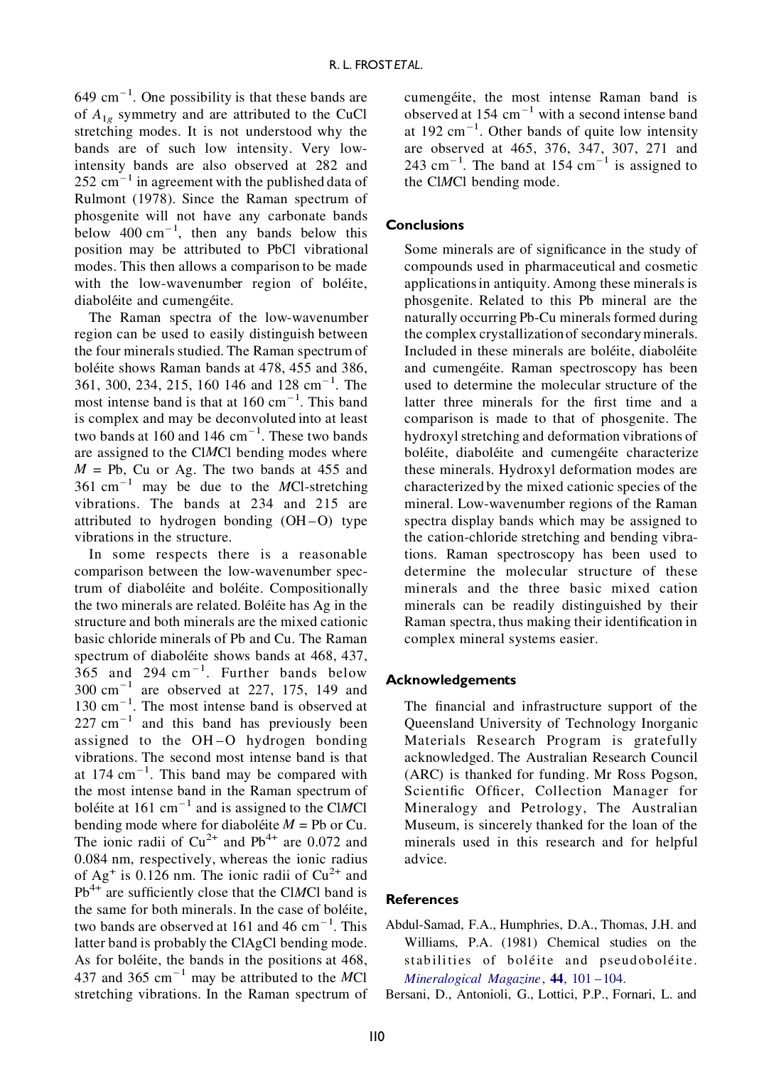649 cm$^{-1}$. One possibility is that these bands are of $A_{1g}$ symmetry and are attributed to the CuCl stretching modes. It is not understood why the bands are of such low intensity. Very low-intensity bands are also observed at 282 and 252 cm$^{-1}$ in agreement with the published data of Rulmont (1978). Since the Raman spectrum of phosgenite will not have any carbonate bands below 400 cm$^{-1}$, then any bands below this position may be attributed to PbCl vibrational modes. This then allows a comparison to be made with the low-wavenumber region of boléite, diaboléite and cumengéite.

The Raman spectra of the low-wavenumber region can be used to easily distinguish between the four minerals studied. The Raman spectrum of boléite shows Raman bands at 478, 455 and 386, 361, 300, 234, 215, 160 146 and 128 cm$^{-1}$. The most intense band is that at 160 cm$^{-1}$. This band is complex and may be deconvoluted into at least two bands at 160 and 146 cm$^{-1}$. These two bands are assigned to the Cl*M*Cl bending modes where *M* = Pb, Cu or Ag. The two bands at 455 and 361 cm$^{-1}$ may be due to the *M*Cl-stretching vibrations. The bands at 234 and 215 are attributed to hydrogen bonding (OH–O) type vibrations in the structure.

In some respects there is a reasonable comparison between the low-wavenumber spectrum of diaboléite and boléite. Compositionally the two minerals are related. Boléite has Ag in the structure and both minerals are the mixed cationic basic chloride minerals of Pb and Cu. The Raman spectrum of diaboléite shows bands at 468, 437, 365 and 294 cm$^{-1}$. Further bands below 300 cm$^{-1}$ are observed at 227, 175, 149 and 130 cm$^{-1}$. The most intense band is observed at 227 cm$^{-1}$ and this band has previously been assigned to the OH–O hydrogen bonding vibrations. The second most intense band is that at 174 cm$^{-1}$. This band may be compared with the most intense band in the Raman spectrum of boléite at 161 cm$^{-1}$ and is assigned to the Cl*M*Cl bending mode where for diaboléite *M* = Pb or Cu. The ionic radii of $Cu^{2+}$ and $Pb^{4+}$ are 0.072 and 0.084 nm, respectively, whereas the ionic radius of $Ag^{+}$ is 0.126 nm. The ionic radii of $Cu^{2+}$ and $Pb^{4+}$ are sufficiently close that the Cl*M*Cl band is the same for both minerals. In the case of boléite, two bands are observed at 161 and 46 cm$^{-1}$. This latter band is probably the ClAgCl bending mode. As for boléite, the bands in the positions at 468, 437 and 365 cm$^{-1}$ may be attributed to the *M*Cl stretching vibrations. In the Raman spectrum of cumengéite, the most intense Raman band is observed at 154 cm$^{-1}$ with a second intense band at 192 cm$^{-1}$. Other bands of quite low intensity are observed at 465, 376, 347, 307, 271 and 243 cm$^{-1}$. The band at 154 cm$^{-1}$ is assigned to the Cl*M*Cl bending mode.

## Conclusions

Some minerals are of significance in the study of compounds used in pharmaceutical and cosmetic applications in antiquity. Among these minerals is phosgenite. Related to this Pb mineral are the naturally occurring Pb-Cu minerals formed during the complex crystallization of secondary minerals. Included in these minerals are boléite, diaboléite and cumengéite. Raman spectroscopy has been used to determine the molecular structure of the latter three minerals for the first time and a comparison is made to that of phosgenite. The hydroxyl stretching and deformation vibrations of boléite, diaboléite and cumengéite characterize these minerals. Hydroxyl deformation modes are characterized by the mixed cationic species of the mineral. Low-wavenumber regions of the Raman spectra display bands which may be assigned to the cation-chloride stretching and bending vibrations. Raman spectroscopy has been used to determine the molecular structure of these minerals and the three basic mixed cation minerals can be readily distinguished by their Raman spectra, thus making their identification in complex mineral systems easier.

## Acknowledgements

The financial and infrastructure support of the Queensland University of Technology Inorganic Materials Research Program is gratefully acknowledged. The Australian Research Council (ARC) is thanked for funding. Mr Ross Pogson, Scientific Officer, Collection Manager for Mineralogy and Petrology, The Australian Museum, is sincerely thanked for the loan of the minerals used in this research and for helpful advice.

## References

Abdul-Samad, F.A., Humphries, D.A., Thomas, J.H. and Williams, P.A. (1981) Chemical studies on the stabilities of boléite and pseudoboléite. *Mineralogical Magazine*, **44**, 101–104.

Bersani, D., Antonioli, G., Lottici, P.P., Fornari, L. and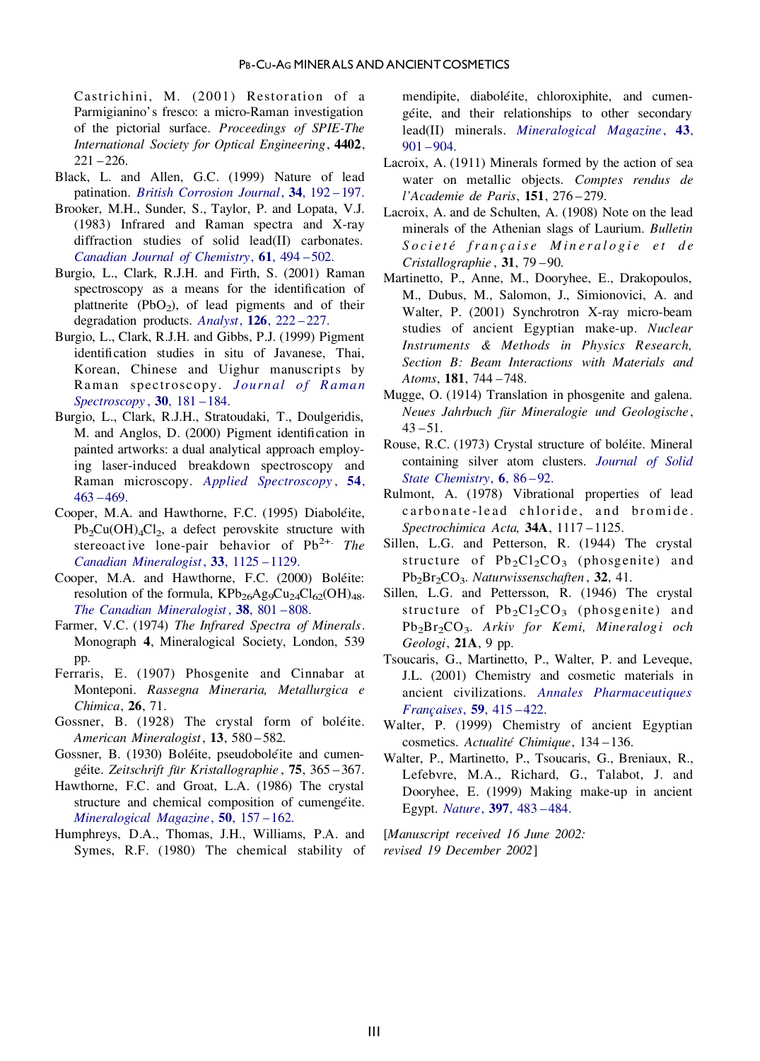Castrichini, M. (2001) Restoration of a Parmigianino's fresco: a micro-Raman investigation of the pictorial surface. *Proceedings of SPIE-The International Society for Optical Engineering*, **4402**, 221–226.

Black, L. and Allen, G.C. (1999) Nature of lead patination. *British Corrosion Journal*, **34**, 192–197.

Brooker, M.H., Sunder, S., Taylor, P. and Lopata, V.J. (1983) Infrared and Raman spectra and X-ray diffraction studies of solid lead(II) carbonates. *Canadian Journal of Chemistry*, **61**, 494–502.

Burgio, L., Clark, R.J.H. and Firth, S. (2001) Raman spectroscopy as a means for the identification of plattnerite ($PbO_2$), of lead pigments and of their degradation products. *Analyst*, **126**, 222–227.

Burgio, L., Clark, R.J.H. and Gibbs, P.J. (1999) Pigment identification studies in situ of Javanese, Thai, Korean, Chinese and Uighur manuscripts by Raman spectroscopy. *Journal of Raman Spectroscopy*, **30**, 181–184.

Burgio, L., Clark, R.J.H., Stratoudaki, T., Doulgeridis, M. and Anglos, D. (2000) Pigment identification in painted artworks: a dual analytical approach employing laser-induced breakdown spectroscopy and Raman microscopy. *Applied Spectroscopy*, **54**, 463–469.

Cooper, M.A. and Hawthorne, F.C. (1995) Diaboléite, $Pb_2Cu(OH)_4Cl_2$, a defect perovskite structure with stereoactive lone-pair behavior of $Pb^{2+}$. *The Canadian Mineralogist*, **33**, 1125–1129.

Cooper, M.A. and Hawthorne, F.C. (2000) Boléite: resolution of the formula, $KPb_{26}Ag_9Cu_{24}Cl_{62}(OH)_{48}$. *The Canadian Mineralogist*, **38**, 801–808.

Farmer, V.C. (1974) *The Infrared Spectra of Minerals*. Monograph **4**, Mineralogical Society, London, 539 pp.

Ferraris, E. (1907) Phosgenite and Cinnabar at Monteponi. *Rassegna Mineraria, Metallurgica e Chimica*, **26**, 71.

Gossner, B. (1928) The crystal form of boléite. *American Mineralogist*, **13**, 580–582.

Gossner, B. (1930) Boléite, pseudoboléite and cumengéite. *Zeitschrift für Kristallographie*, **75**, 365–367.

Hawthorne, F.C. and Groat, L.A. (1986) The crystal structure and chemical composition of cumengéite. *Mineralogical Magazine*, **50**, 157–162.

Humphreys, D.A., Thomas, J.H., Williams, P.A. and Symes, R.F. (1980) The chemical stability of mendipite, diaboléite, chloroxiphite, and cumengéite, and their relationships to other secondary lead(II) minerals. *Mineralogical Magazine*, **43**, 901–904.

Lacroix, A. (1911) Minerals formed by the action of sea water on metallic objects. *Comptes rendus de l'Academie de Paris*, **151**, 276–279.

Lacroix, A. and de Schulten, A. (1908) Note on the lead minerals of the Athenian slags of Laurium. *Bulletin Société française Mineralogie et de Cristallographie*, **31**, 79–90.

Martinetto, P., Anne, M., Dooryhee, E., Drakopoulos, M., Dubus, M., Salomon, J., Simionovici, A. and Walter, P. (2001) Synchrotron X-ray micro-beam studies of ancient Egyptian make-up. *Nuclear Instruments & Methods in Physics Research, Section B: Beam Interactions with Materials and Atoms*, **181**, 744–748.

Mugge, O. (1914) Translation in phosgenite and galena. *Neues Jahrbuch für Mineralogie und Geologische*, 43–51.

Rouse, R.C. (1973) Crystal structure of boléite. Mineral containing silver atom clusters. *Journal of Solid State Chemistry*, **6**, 86–92.

Rulmont, A. (1978) Vibrational properties of lead carbonate-lead chloride, and bromide. *Spectrochimica Acta,* **34A**, 1117–1125.

Sillen, L.G. and Petterson, R. (1944) The crystal structure of $Pb_2Cl_2CO_3$ (phosgenite) and $Pb_2Br_2CO_3$. *Naturwissenschaften*, **32**, 41.

Sillen, L.G. and Pettersson, R. (1946) The crystal structure of $Pb_2Cl_2CO_3$ (phosgenite) and $Pb_2Br_2CO_3$. *Arkiv for Kemi, Mineralogi och Geologi*, **21A**, 9 pp.

Tsoucaris, G., Martinetto, P., Walter, P. and Leveque, J.L. (2001) Chemistry and cosmetic materials in ancient civilizations. *Annales Pharmaceutiques Françaises*, **59**, 415–422.

Walter, P. (1999) Chemistry of ancient Egyptian cosmetics. *Actualité Chimique*, 134–136.

Walter, P., Martinetto, P., Tsoucaris, G., Breniaux, R., Lefebvre, M.A., Richard, G., Talabot, J. and Dooryhee, E. (1999) Making make-up in ancient Egypt. *Nature*, **397**, 483–484.

[*Manuscript received 16 June 2002: revised 19 December 2002*]